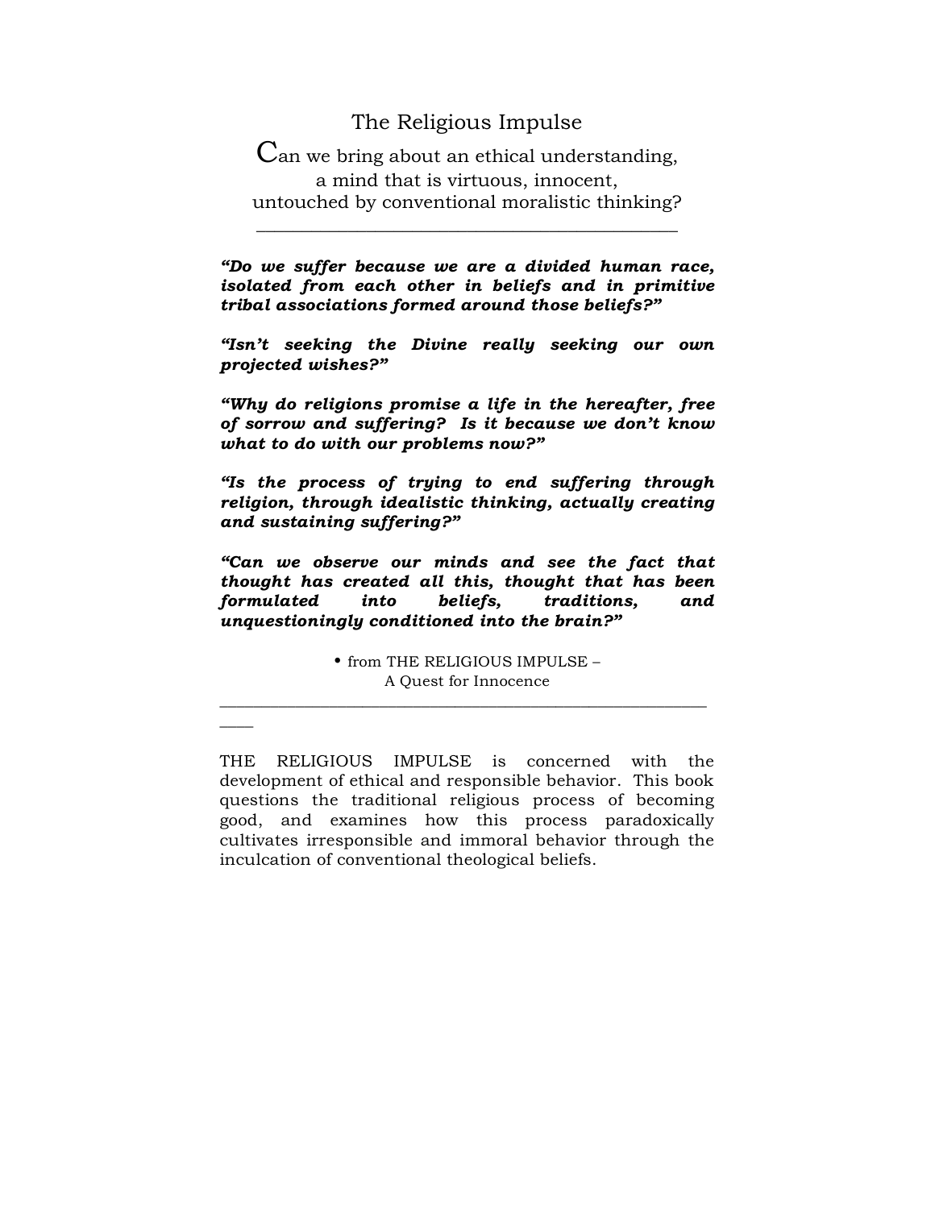# The Religious Impulse

Can we bring about an ethical understanding,
a mind that is virtuous, innocent,
untouched by conventional moralistic thinking?

---

***"Do we suffer because we are a divided human race, isolated from each other in beliefs and in primitive tribal associations formed around those beliefs?"***

***"Isn't seeking the Divine really seeking our own projected wishes?"***

***"Why do religions promise a life in the hereafter, free of sorrow and suffering? Is it because we don't know what to do with our problems now?"***

***"Is the process of trying to end suffering through religion, through idealistic thinking, actually creating and sustaining suffering?"***

***"Can we observe our minds and see the fact that thought has created all this, thought that has been formulated into beliefs, traditions, and unquestioningly conditioned into the brain?"***

• from THE RELIGIOUS IMPULSE –
A Quest for Innocence

---

THE RELIGIOUS IMPULSE is concerned with the development of ethical and responsible behavior. This book questions the traditional religious process of becoming good, and examines how this process paradoxically cultivates irresponsible and immoral behavior through the inculcation of conventional theological beliefs.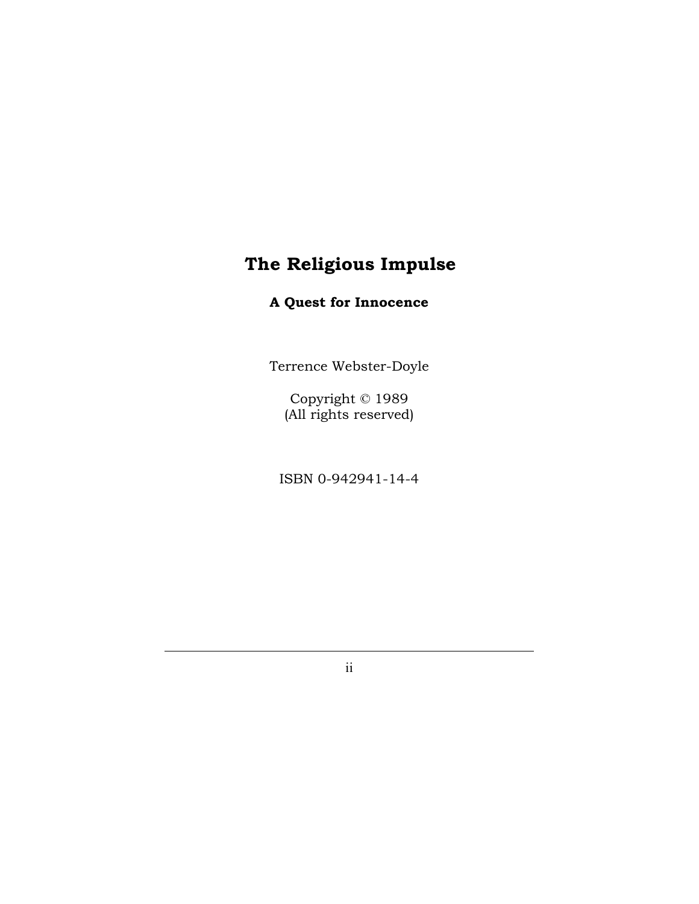# The Religious Impulse

### A Quest for Innocence

Terrence Webster-Doyle

Copyright © 1989
(All rights reserved)

ISBN 0-942941-14-4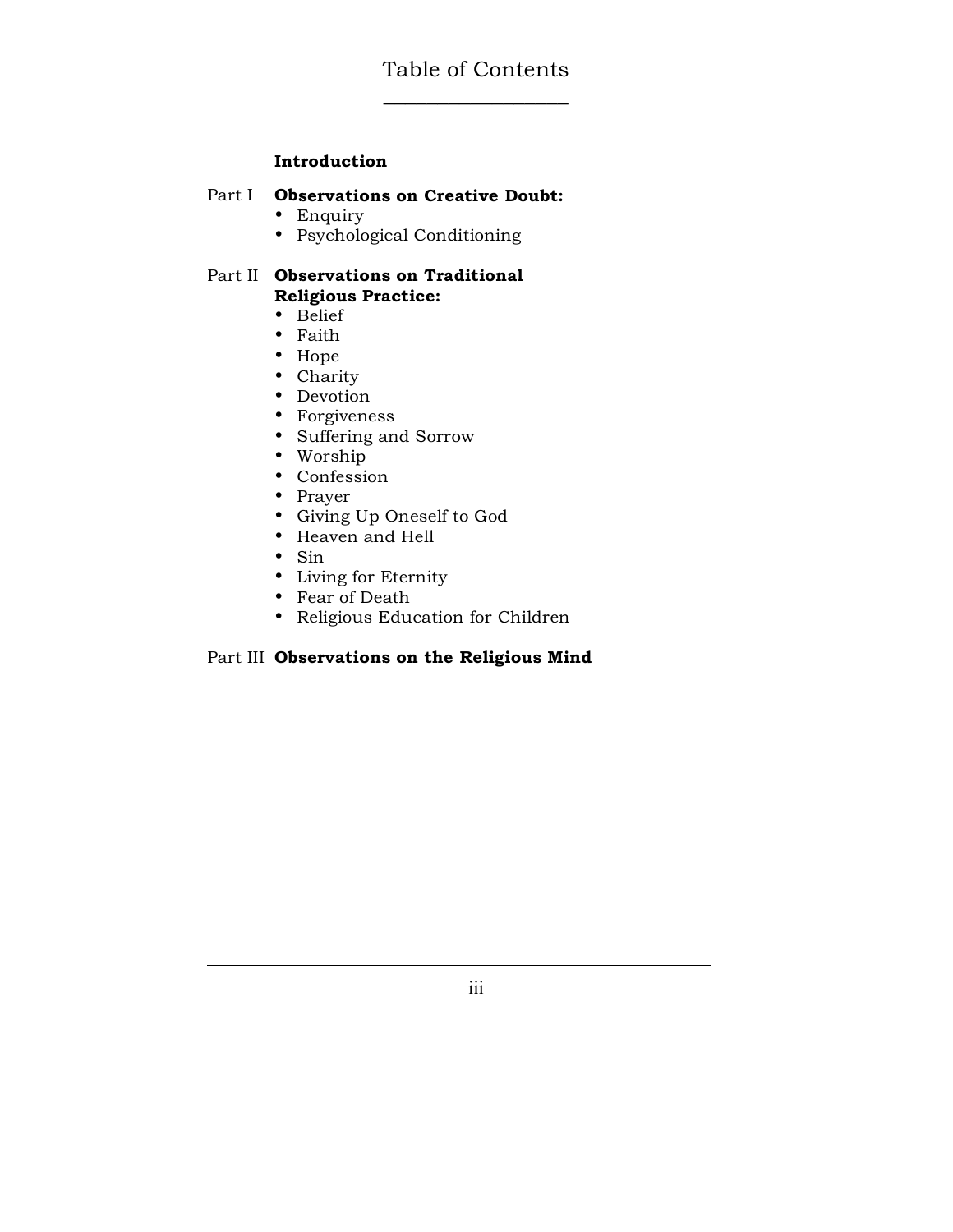# Table of Contents

**Introduction**

Part I **Observations on Creative Doubt:**

- Enquiry
- Psychological Conditioning

Part II **Observations on Traditional Religious Practice:**

- Belief
- Faith
- Hope
- Charity
- Devotion
- Forgiveness
- Suffering and Sorrow
- Worship
- Confession
- Prayer
- Giving Up Oneself to God
- Heaven and Hell
- Sin
- Living for Eternity
- Fear of Death
- Religious Education for Children

Part III **Observations on the Religious Mind**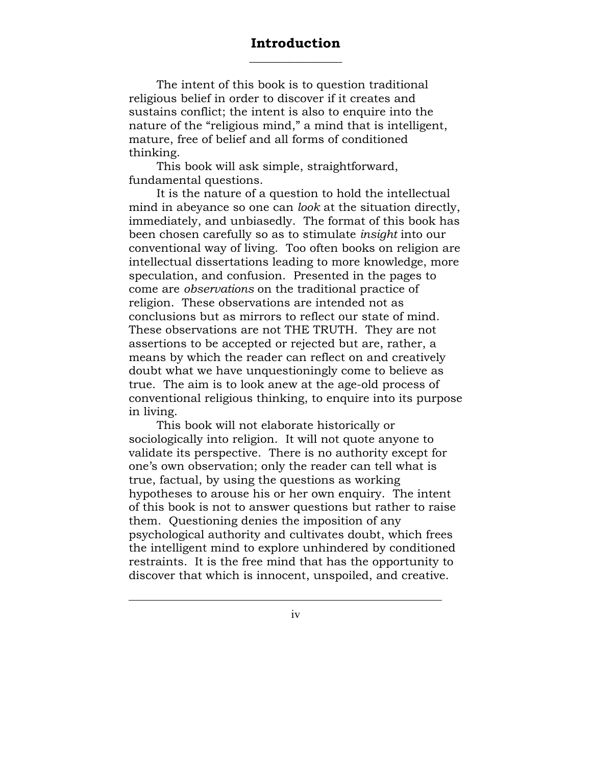# Introduction

The intent of this book is to question traditional religious belief in order to discover if it creates and sustains conflict; the intent is also to enquire into the nature of the "religious mind," a mind that is intelligent, mature, free of belief and all forms of conditioned thinking.

This book will ask simple, straightforward, fundamental questions.

It is the nature of a question to hold the intellectual mind in abeyance so one can *look* at the situation directly, immediately, and unbiasedly. The format of this book has been chosen carefully so as to stimulate *insight* into our conventional way of living. Too often books on religion are intellectual dissertations leading to more knowledge, more speculation, and confusion. Presented in the pages to come are *observations* on the traditional practice of religion. These observations are intended not as conclusions but as mirrors to reflect our state of mind. These observations are not THE TRUTH. They are not assertions to be accepted or rejected but are, rather, a means by which the reader can reflect on and creatively doubt what we have unquestioningly come to believe as true. The aim is to look anew at the age-old process of conventional religious thinking, to enquire into its purpose in living.

This book will not elaborate historically or sociologically into religion. It will not quote anyone to validate its perspective. There is no authority except for one's own observation; only the reader can tell what is true, factual, by using the questions as working hypotheses to arouse his or her own enquiry. The intent of this book is not to answer questions but rather to raise them. Questioning denies the imposition of any psychological authority and cultivates doubt, which frees the intelligent mind to explore unhindered by conditioned restraints. It is the free mind that has the opportunity to discover that which is innocent, unspoiled, and creative.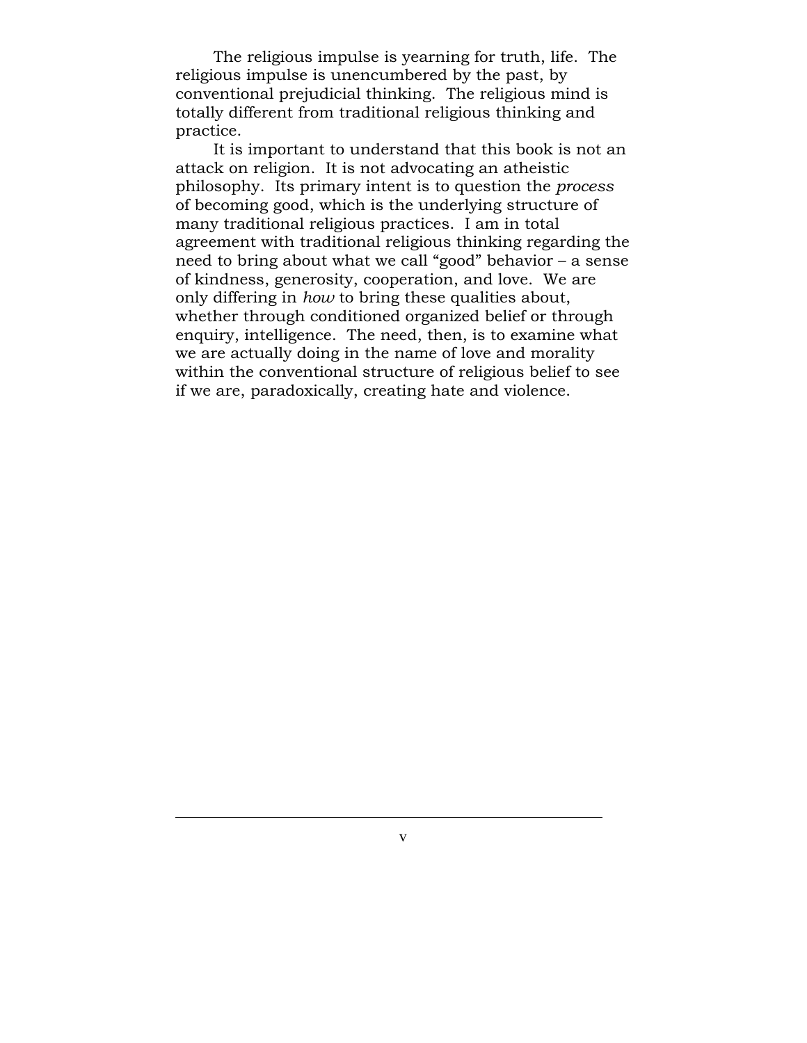The religious impulse is yearning for truth, life. The religious impulse is unencumbered by the past, by conventional prejudicial thinking. The religious mind is totally different from traditional religious thinking and practice.

It is important to understand that this book is not an attack on religion. It is not advocating an atheistic philosophy. Its primary intent is to question the *process* of becoming good, which is the underlying structure of many traditional religious practices. I am in total agreement with traditional religious thinking regarding the need to bring about what we call “good” behavior – a sense of kindness, generosity, cooperation, and love. We are only differing in *how* to bring these qualities about, whether through conditioned organized belief or through enquiry, intelligence. The need, then, is to examine what we are actually doing in the name of love and morality within the conventional structure of religious belief to see if we are, paradoxically, creating hate and violence.